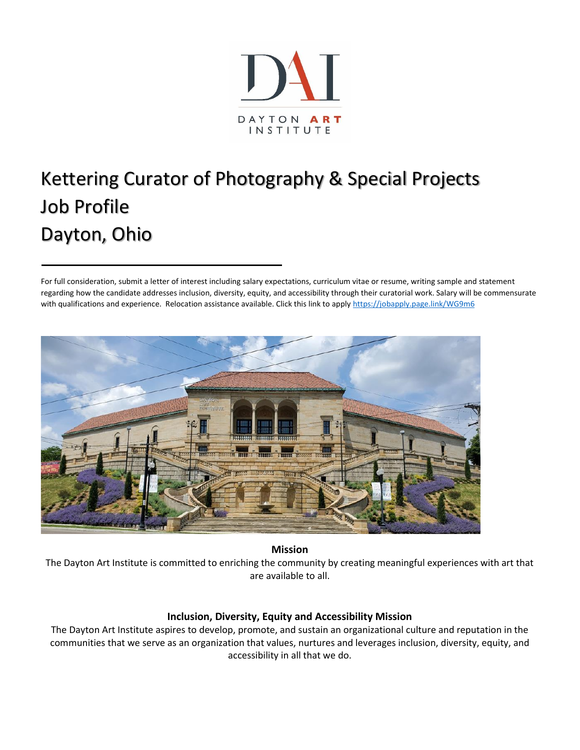DAYTON ART INSTITUTE

# Kettering Curator of Photography & Special Projects
# Job Profile
# Dayton, Ohio

For full consideration, submit a letter of interest including salary expectations, curriculum vitae or resume, writing sample and statement regarding how the candidate addresses inclusion, diversity, equity, and accessibility through their curatorial work. Salary will be commensurate with qualifications and experience. Relocation assistance available. Click this link to apply https://jobapply.page.link/WG9m6

**Mission**

The Dayton Art Institute is committed to enriching the community by creating meaningful experiences with art that are available to all.

**Inclusion, Diversity, Equity and Accessibility Mission**

The Dayton Art Institute aspires to develop, promote, and sustain an organizational culture and reputation in the communities that we serve as an organization that values, nurtures and leverages inclusion, diversity, equity, and accessibility in all that we do.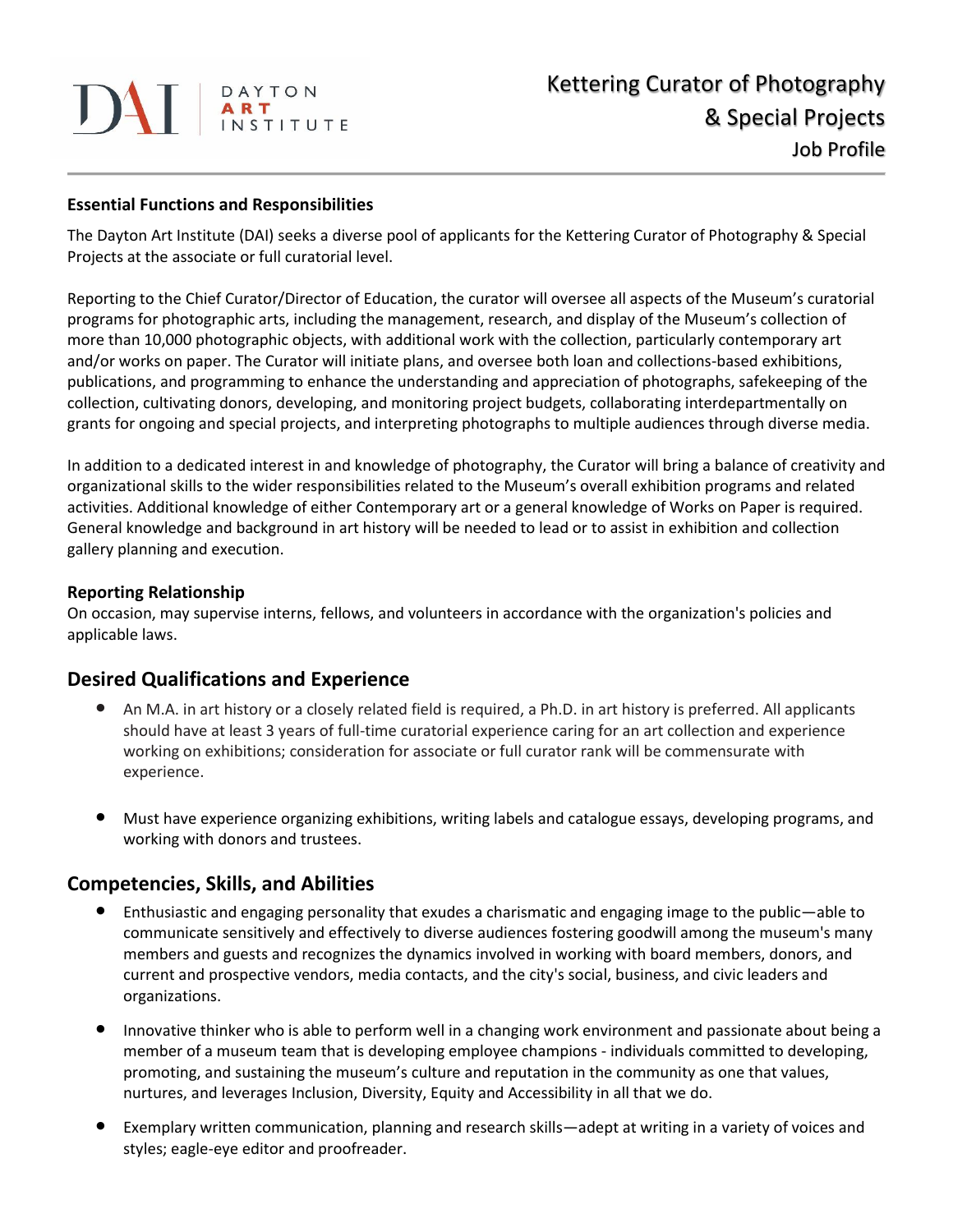# Kettering Curator of Photography & Special Projects

## Job Profile

**Essential Functions and Responsibilities**

The Dayton Art Institute (DAI) seeks a diverse pool of applicants for the Kettering Curator of Photography & Special Projects at the associate or full curatorial level.

Reporting to the Chief Curator/Director of Education, the curator will oversee all aspects of the Museum's curatorial programs for photographic arts, including the management, research, and display of the Museum's collection of more than 10,000 photographic objects, with additional work with the collection, particularly contemporary art and/or works on paper. The Curator will initiate plans, and oversee both loan and collections-based exhibitions, publications, and programming to enhance the understanding and appreciation of photographs, safekeeping of the collection, cultivating donors, developing, and monitoring project budgets, collaborating interdepartmentally on grants for ongoing and special projects, and interpreting photographs to multiple audiences through diverse media.

In addition to a dedicated interest in and knowledge of photography, the Curator will bring a balance of creativity and organizational skills to the wider responsibilities related to the Museum's overall exhibition programs and related activities. Additional knowledge of either Contemporary art or a general knowledge of Works on Paper is required. General knowledge and background in art history will be needed to lead or to assist in exhibition and collection gallery planning and execution.

**Reporting Relationship**

On occasion, may supervise interns, fellows, and volunteers in accordance with the organization's policies and applicable laws.

## Desired Qualifications and Experience

- An M.A. in art history or a closely related field is required, a Ph.D. in art history is preferred. All applicants should have at least 3 years of full-time curatorial experience caring for an art collection and experience working on exhibitions; consideration for associate or full curator rank will be commensurate with experience.
- Must have experience organizing exhibitions, writing labels and catalogue essays, developing programs, and working with donors and trustees.

## Competencies, Skills, and Abilities

- Enthusiastic and engaging personality that exudes a charismatic and engaging image to the public—able to communicate sensitively and effectively to diverse audiences fostering goodwill among the museum's many members and guests and recognizes the dynamics involved in working with board members, donors, and current and prospective vendors, media contacts, and the city's social, business, and civic leaders and organizations.
- Innovative thinker who is able to perform well in a changing work environment and passionate about being a member of a museum team that is developing employee champions - individuals committed to developing, promoting, and sustaining the museum's culture and reputation in the community as one that values, nurtures, and leverages Inclusion, Diversity, Equity and Accessibility in all that we do.
- Exemplary written communication, planning and research skills—adept at writing in a variety of voices and styles; eagle-eye editor and proofreader.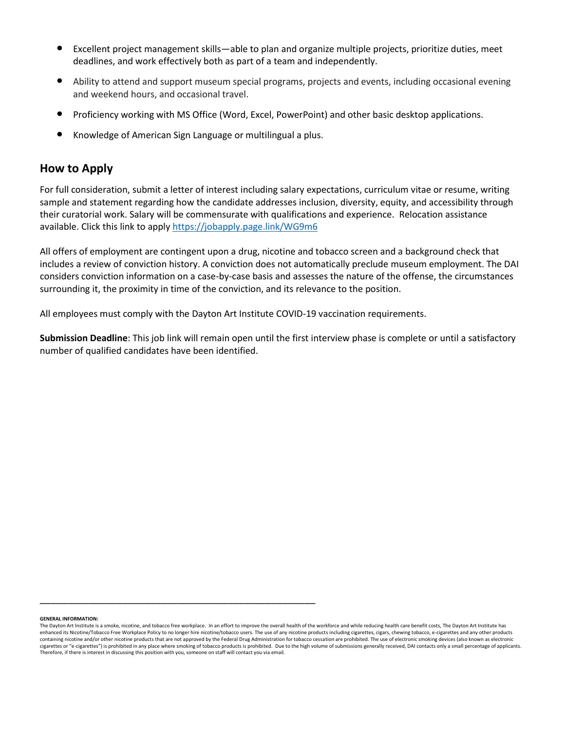- Excellent project management skills—able to plan and organize multiple projects, prioritize duties, meet deadlines, and work effectively both as part of a team and independently.
- Ability to attend and support museum special programs, projects and events, including occasional evening and weekend hours, and occasional travel.
- Proficiency working with MS Office (Word, Excel, PowerPoint) and other basic desktop applications.
- Knowledge of American Sign Language or multilingual a plus.

## How to Apply

For full consideration, submit a letter of interest including salary expectations, curriculum vitae or resume, writing sample and statement regarding how the candidate addresses inclusion, diversity, equity, and accessibility through their curatorial work. Salary will be commensurate with qualifications and experience. Relocation assistance available. Click this link to apply https://jobapply.page.link/WG9m6

All offers of employment are contingent upon a drug, nicotine and tobacco screen and a background check that includes a review of conviction history. A conviction does not automatically preclude museum employment. The DAI considers conviction information on a case-by-case basis and assesses the nature of the offense, the circumstances surrounding it, the proximity in time of the conviction, and its relevance to the position.

All employees must comply with the Dayton Art Institute COVID-19 vaccination requirements.

**Submission Deadline**: This job link will remain open until the first interview phase is complete or until a satisfactory number of qualified candidates have been identified.

---

**GENERAL INFORMATION:**
The Dayton Art Institute is a smoke, nicotine, and tobacco free workplace. In an effort to improve the overall health of the workforce and while reducing health care benefit costs, The Dayton Art Institute has enhanced its Nicotine/Tobacco Free Workplace Policy to no longer hire nicotine/tobacco users. The use of any nicotine products including cigarettes, cigars, chewing tobacco, e-cigarettes and any other products containing nicotine and/or other nicotine products that are not approved by the Federal Drug Administration for tobacco cessation are prohibited. The use of electronic smoking devices (also known as electronic cigarettes or "e-cigarettes") is prohibited in any place where smoking of tobacco products is prohibited. Due to the high volume of submissions generally received, DAI contacts only a small percentage of applicants. Therefore, if there is interest in discussing this position with you, someone on staff will contact you via email.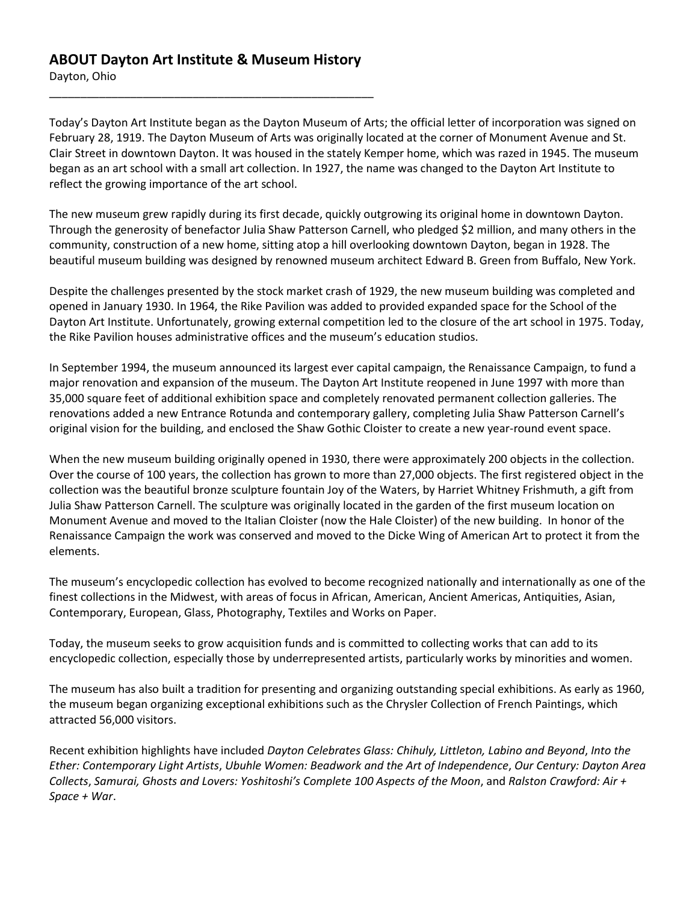## ABOUT Dayton Art Institute & Museum History

Dayton, Ohio

---

Today's Dayton Art Institute began as the Dayton Museum of Arts; the official letter of incorporation was signed on February 28, 1919. The Dayton Museum of Arts was originally located at the corner of Monument Avenue and St. Clair Street in downtown Dayton. It was housed in the stately Kemper home, which was razed in 1945. The museum began as an art school with a small art collection. In 1927, the name was changed to the Dayton Art Institute to reflect the growing importance of the art school.

The new museum grew rapidly during its first decade, quickly outgrowing its original home in downtown Dayton. Through the generosity of benefactor Julia Shaw Patterson Carnell, who pledged $2 million, and many others in the community, construction of a new home, sitting atop a hill overlooking downtown Dayton, began in 1928. The beautiful museum building was designed by renowned museum architect Edward B. Green from Buffalo, New York.

Despite the challenges presented by the stock market crash of 1929, the new museum building was completed and opened in January 1930. In 1964, the Rike Pavilion was added to provided expanded space for the School of the Dayton Art Institute. Unfortunately, growing external competition led to the closure of the art school in 1975. Today, the Rike Pavilion houses administrative offices and the museum's education studios.

In September 1994, the museum announced its largest ever capital campaign, the Renaissance Campaign, to fund a major renovation and expansion of the museum. The Dayton Art Institute reopened in June 1997 with more than 35,000 square feet of additional exhibition space and completely renovated permanent collection galleries. The renovations added a new Entrance Rotunda and contemporary gallery, completing Julia Shaw Patterson Carnell's original vision for the building, and enclosed the Shaw Gothic Cloister to create a new year-round event space.

When the new museum building originally opened in 1930, there were approximately 200 objects in the collection. Over the course of 100 years, the collection has grown to more than 27,000 objects. The first registered object in the collection was the beautiful bronze sculpture fountain Joy of the Waters, by Harriet Whitney Frishmuth, a gift from Julia Shaw Patterson Carnell. The sculpture was originally located in the garden of the first museum location on Monument Avenue and moved to the Italian Cloister (now the Hale Cloister) of the new building. In honor of the Renaissance Campaign the work was conserved and moved to the Dicke Wing of American Art to protect it from the elements.

The museum's encyclopedic collection has evolved to become recognized nationally and internationally as one of the finest collections in the Midwest, with areas of focus in African, American, Ancient Americas, Antiquities, Asian, Contemporary, European, Glass, Photography, Textiles and Works on Paper.

Today, the museum seeks to grow acquisition funds and is committed to collecting works that can add to its encyclopedic collection, especially those by underrepresented artists, particularly works by minorities and women.

The museum has also built a tradition for presenting and organizing outstanding special exhibitions. As early as 1960, the museum began organizing exceptional exhibitions such as the Chrysler Collection of French Paintings, which attracted 56,000 visitors.

Recent exhibition highlights have included *Dayton Celebrates Glass: Chihuly, Littleton, Labino and Beyond*, *Into the Ether: Contemporary Light Artists*, *Ubuhle Women: Beadwork and the Art of Independence*, *Our Century: Dayton Area Collects*, *Samurai, Ghosts and Lovers: Yoshitoshi's Complete 100 Aspects of the Moon*, and *Ralston Crawford: Air + Space + War*.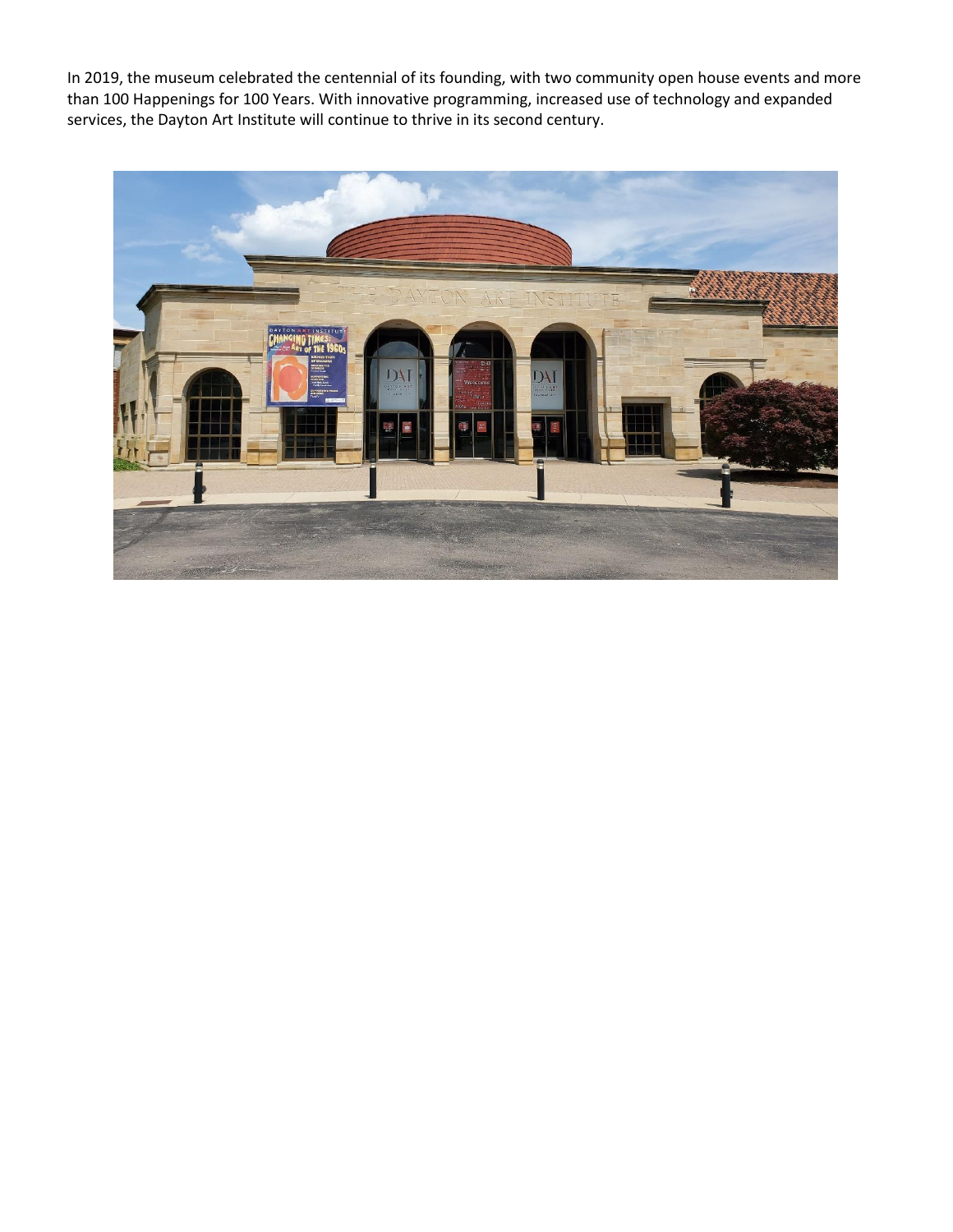In 2019, the museum celebrated the centennial of its founding, with two community open house events and more than 100 Happenings for 100 Years. With innovative programming, increased use of technology and expanded services, the Dayton Art Institute will continue to thrive in its second century.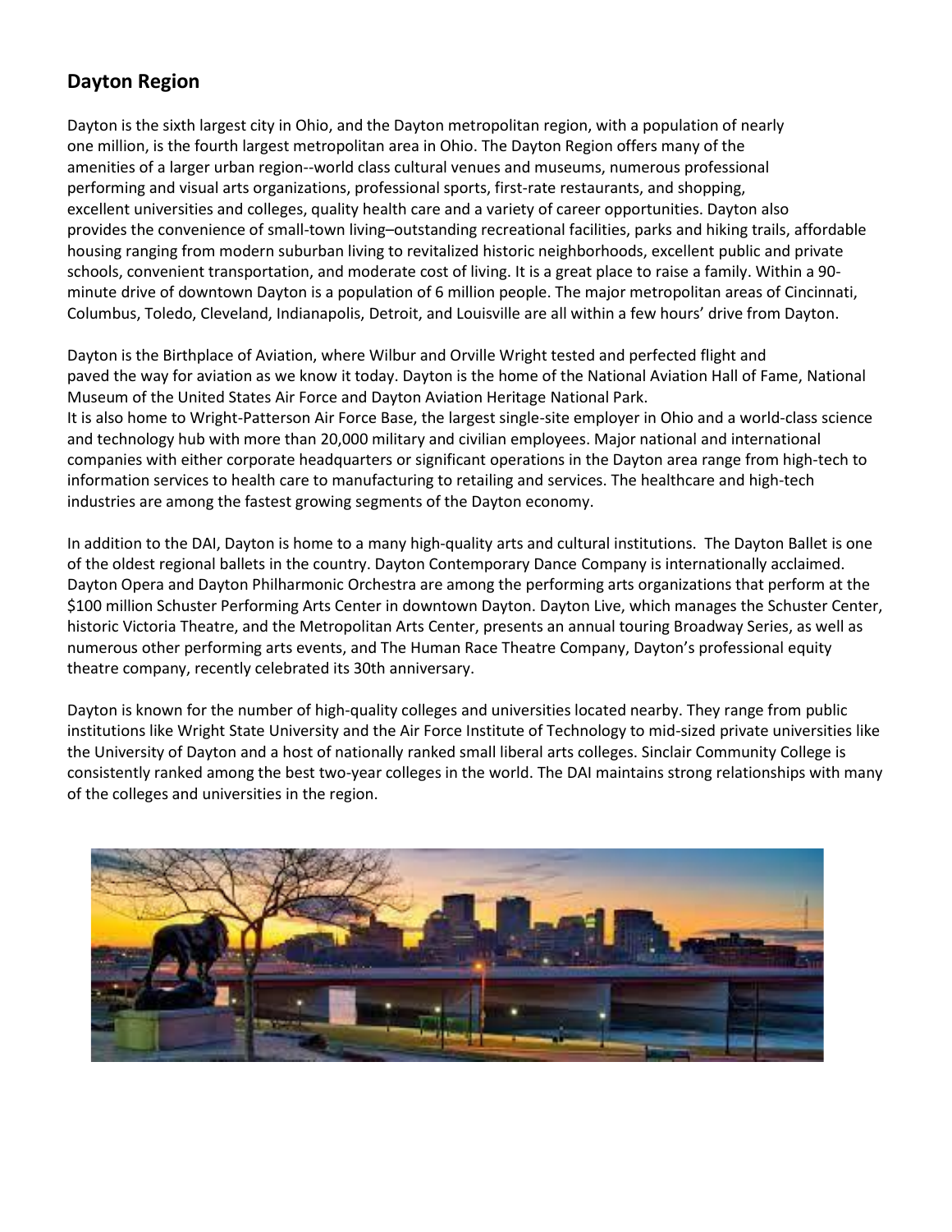## Dayton Region

Dayton is the sixth largest city in Ohio, and the Dayton metropolitan region, with a population of nearly one million, is the fourth largest metropolitan area in Ohio. The Dayton Region offers many of the amenities of a larger urban region--world class cultural venues and museums, numerous professional performing and visual arts organizations, professional sports, first-rate restaurants, and shopping, excellent universities and colleges, quality health care and a variety of career opportunities. Dayton also provides the convenience of small-town living–outstanding recreational facilities, parks and hiking trails, affordable housing ranging from modern suburban living to revitalized historic neighborhoods, excellent public and private schools, convenient transportation, and moderate cost of living. It is a great place to raise a family. Within a 90-minute drive of downtown Dayton is a population of 6 million people. The major metropolitan areas of Cincinnati, Columbus, Toledo, Cleveland, Indianapolis, Detroit, and Louisville are all within a few hours' drive from Dayton.

Dayton is the Birthplace of Aviation, where Wilbur and Orville Wright tested and perfected flight and paved the way for aviation as we know it today. Dayton is the home of the National Aviation Hall of Fame, National Museum of the United States Air Force and Dayton Aviation Heritage National Park.
It is also home to Wright-Patterson Air Force Base, the largest single-site employer in Ohio and a world-class science and technology hub with more than 20,000 military and civilian employees. Major national and international companies with either corporate headquarters or significant operations in the Dayton area range from high-tech to information services to health care to manufacturing to retailing and services. The healthcare and high-tech industries are among the fastest growing segments of the Dayton economy.

In addition to the DAI, Dayton is home to a many high-quality arts and cultural institutions. The Dayton Ballet is one of the oldest regional ballets in the country. Dayton Contemporary Dance Company is internationally acclaimed. Dayton Opera and Dayton Philharmonic Orchestra are among the performing arts organizations that perform at the $100 million Schuster Performing Arts Center in downtown Dayton. Dayton Live, which manages the Schuster Center, historic Victoria Theatre, and the Metropolitan Arts Center, presents an annual touring Broadway Series, as well as numerous other performing arts events, and The Human Race Theatre Company, Dayton's professional equity theatre company, recently celebrated its 30th anniversary.

Dayton is known for the number of high-quality colleges and universities located nearby. They range from public institutions like Wright State University and the Air Force Institute of Technology to mid-sized private universities like the University of Dayton and a host of nationally ranked small liberal arts colleges. Sinclair Community College is consistently ranked among the best two-year colleges in the world. The DAI maintains strong relationships with many of the colleges and universities in the region.